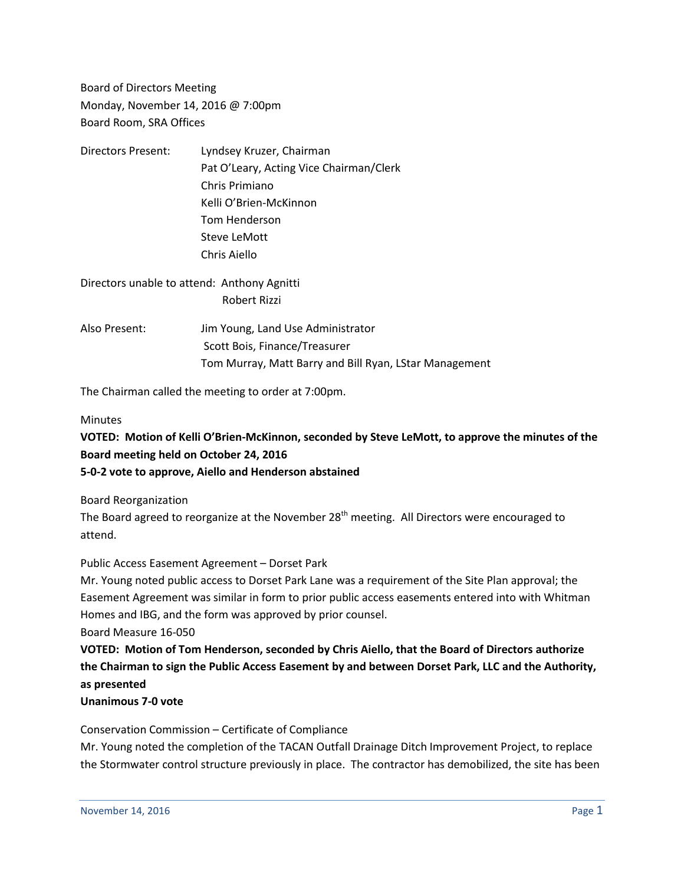Board of Directors Meeting
Monday, November 14, 2016 @ 7:00pm
Board Room, SRA Offices

Directors Present: Lyndsey Kruzer, Chairman
Pat O'Leary, Acting Vice Chairman/Clerk
Chris Primiano
Kelli O'Brien-McKinnon
Tom Henderson
Steve LeMott
Chris Aiello

Directors unable to attend: Anthony Agnitti
Robert Rizzi

Also Present: Jim Young, Land Use Administrator
Scott Bois, Finance/Treasurer
Tom Murray, Matt Barry and Bill Ryan, LStar Management

The Chairman called the meeting to order at 7:00pm.

Minutes

**VOTED: Motion of Kelli O'Brien-McKinnon, seconded by Steve LeMott, to approve the minutes of the Board meeting held on October 24, 2016**
**5-0-2 vote to approve, Aiello and Henderson abstained**

Board Reorganization

The Board agreed to reorganize at the November 28th meeting. All Directors were encouraged to attend.

Public Access Easement Agreement – Dorset Park

Mr. Young noted public access to Dorset Park Lane was a requirement of the Site Plan approval; the Easement Agreement was similar in form to prior public access easements entered into with Whitman Homes and IBG, and the form was approved by prior counsel.

Board Measure 16-050

**VOTED: Motion of Tom Henderson, seconded by Chris Aiello, that the Board of Directors authorize the Chairman to sign the Public Access Easement by and between Dorset Park, LLC and the Authority, as presented**
**Unanimous 7-0 vote**

Conservation Commission – Certificate of Compliance

Mr. Young noted the completion of the TACAN Outfall Drainage Ditch Improvement Project, to replace the Stormwater control structure previously in place. The contractor has demobilized, the site has been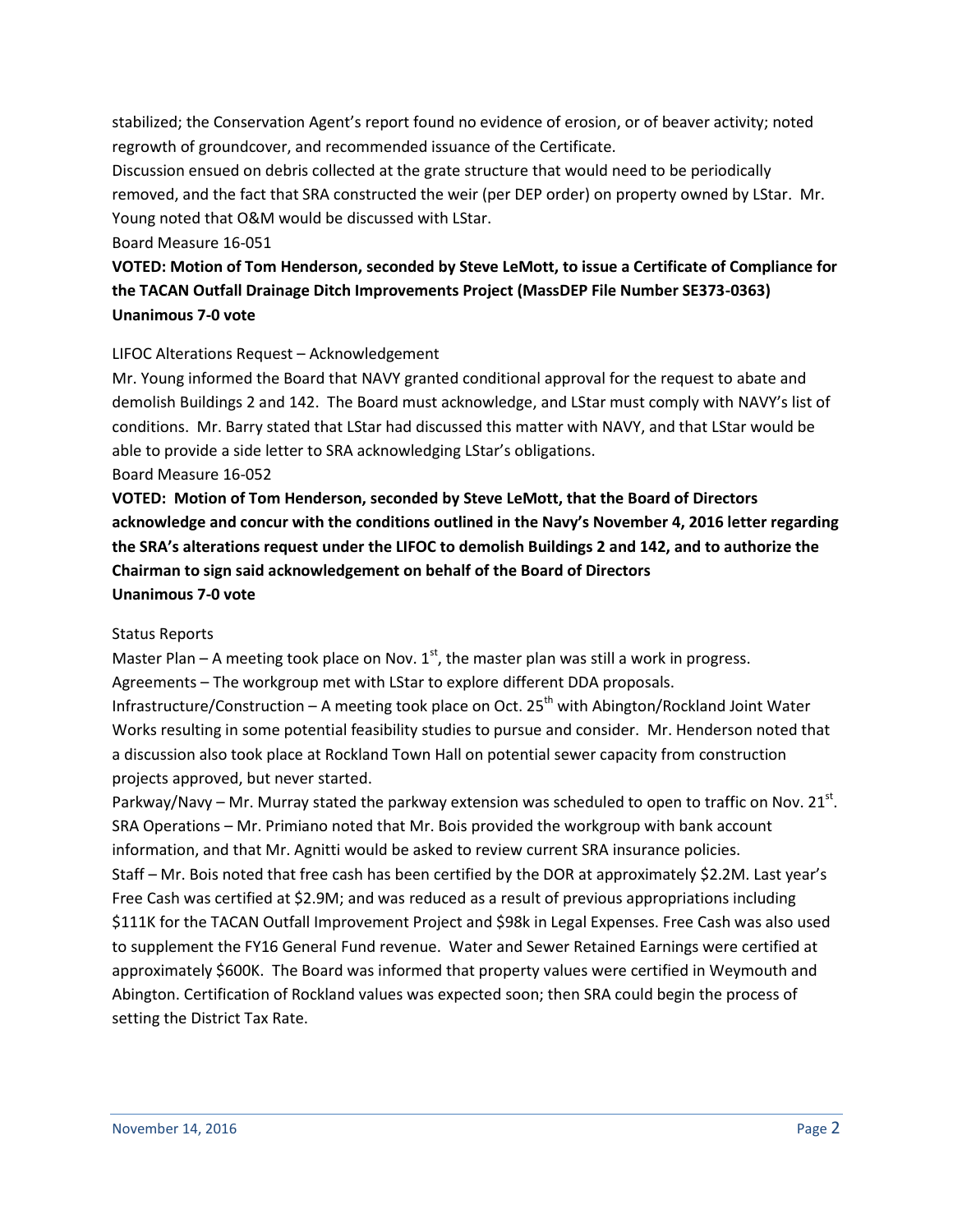stabilized; the Conservation Agent's report found no evidence of erosion, or of beaver activity; noted regrowth of groundcover, and recommended issuance of the Certificate.

Discussion ensued on debris collected at the grate structure that would need to be periodically removed, and the fact that SRA constructed the weir (per DEP order) on property owned by LStar. Mr. Young noted that O&M would be discussed with LStar.

Board Measure 16-051

**VOTED: Motion of Tom Henderson, seconded by Steve LeMott, to issue a Certificate of Compliance for the TACAN Outfall Drainage Ditch Improvements Project (MassDEP File Number SE373-0363)**
**Unanimous 7-0 vote**

LIFOC Alterations Request – Acknowledgement

Mr. Young informed the Board that NAVY granted conditional approval for the request to abate and demolish Buildings 2 and 142. The Board must acknowledge, and LStar must comply with NAVY's list of conditions. Mr. Barry stated that LStar had discussed this matter with NAVY, and that LStar would be able to provide a side letter to SRA acknowledging LStar's obligations.

Board Measure 16-052

**VOTED: Motion of Tom Henderson, seconded by Steve LeMott, that the Board of Directors acknowledge and concur with the conditions outlined in the Navy's November 4, 2016 letter regarding the SRA's alterations request under the LIFOC to demolish Buildings 2 and 142, and to authorize the Chairman to sign said acknowledgement on behalf of the Board of Directors**
**Unanimous 7-0 vote**

Status Reports

Master Plan – A meeting took place on Nov. 1st, the master plan was still a work in progress.

Agreements – The workgroup met with LStar to explore different DDA proposals.

Infrastructure/Construction – A meeting took place on Oct. 25th with Abington/Rockland Joint Water Works resulting in some potential feasibility studies to pursue and consider. Mr. Henderson noted that a discussion also took place at Rockland Town Hall on potential sewer capacity from construction projects approved, but never started.

Parkway/Navy – Mr. Murray stated the parkway extension was scheduled to open to traffic on Nov. 21st.

SRA Operations – Mr. Primiano noted that Mr. Bois provided the workgroup with bank account information, and that Mr. Agnitti would be asked to review current SRA insurance policies.

Staff – Mr. Bois noted that free cash has been certified by the DOR at approximately $2.2M. Last year's Free Cash was certified at $2.9M; and was reduced as a result of previous appropriations including $111K for the TACAN Outfall Improvement Project and $98k in Legal Expenses. Free Cash was also used to supplement the FY16 General Fund revenue. Water and Sewer Retained Earnings were certified at approximately $600K. The Board was informed that property values were certified in Weymouth and Abington. Certification of Rockland values was expected soon; then SRA could begin the process of setting the District Tax Rate.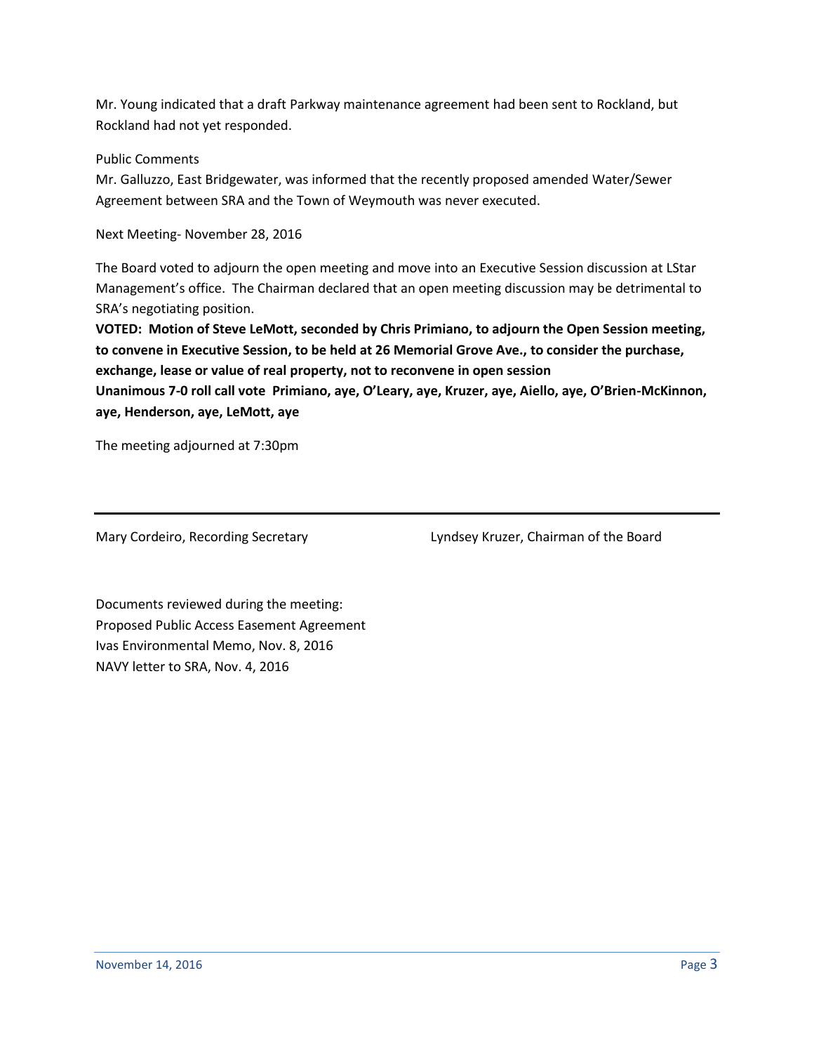Mr. Young indicated that a draft Parkway maintenance agreement had been sent to Rockland, but Rockland had not yet responded.

Public Comments

Mr. Galluzzo, East Bridgewater, was informed that the recently proposed amended Water/Sewer Agreement between SRA and the Town of Weymouth was never executed.

Next Meeting- November 28, 2016

The Board voted to adjourn the open meeting and move into an Executive Session discussion at LStar Management's office. The Chairman declared that an open meeting discussion may be detrimental to SRA's negotiating position.

**VOTED: Motion of Steve LeMott, seconded by Chris Primiano, to adjourn the Open Session meeting, to convene in Executive Session, to be held at 26 Memorial Grove Ave., to consider the purchase, exchange, lease or value of real property, not to reconvene in open session**
**Unanimous 7-0 roll call vote Primiano, aye, O'Leary, aye, Kruzer, aye, Aiello, aye, O'Brien-McKinnon, aye, Henderson, aye, LeMott, aye**

The meeting adjourned at 7:30pm

---

Mary Cordeiro, Recording Secretary

Lyndsey Kruzer, Chairman of the Board

Documents reviewed during the meeting:
Proposed Public Access Easement Agreement
Ivas Environmental Memo, Nov. 8, 2016
NAVY letter to SRA, Nov. 4, 2016